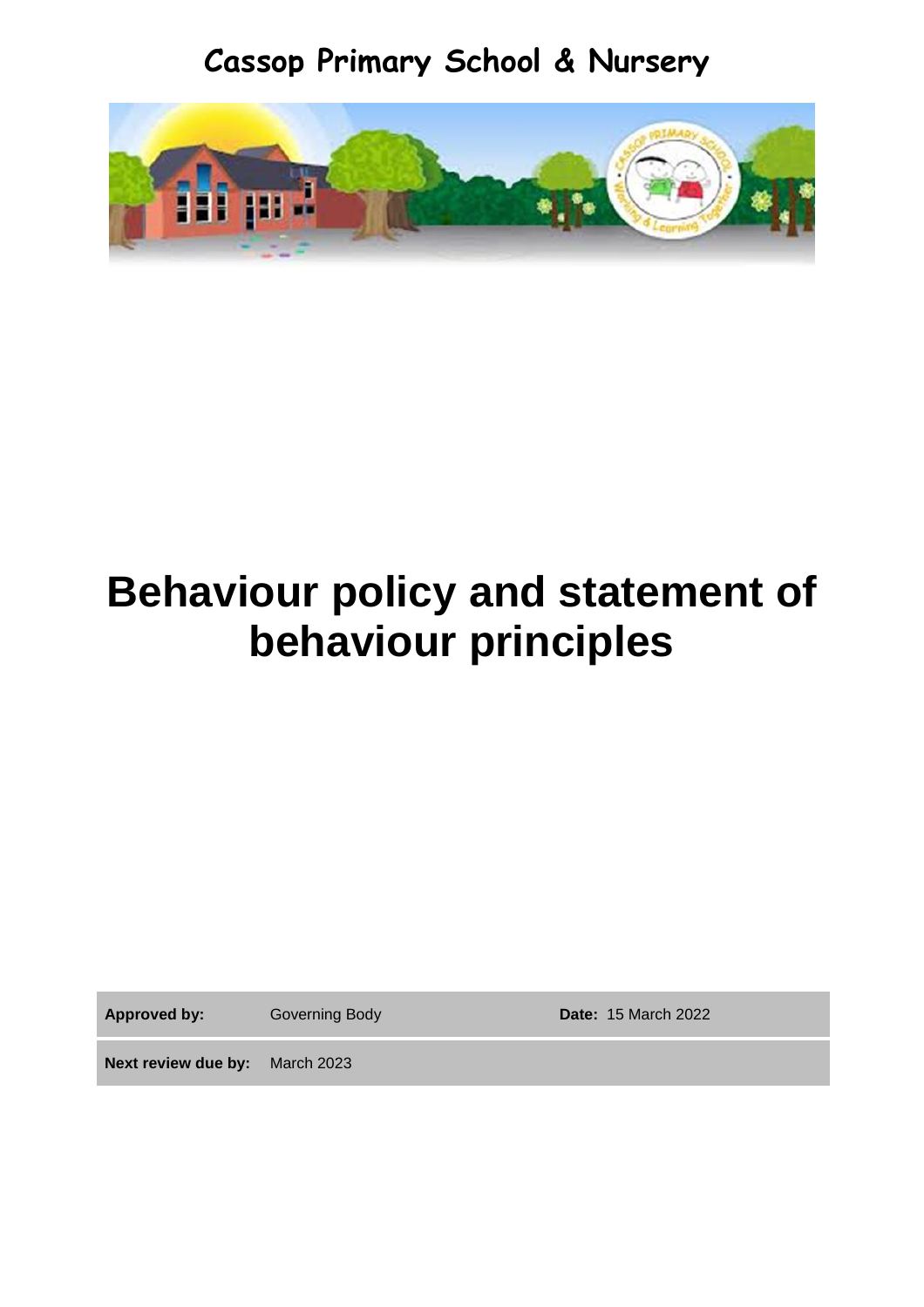Cassop Primary School & Nursery

# Behaviour policy and statement of behaviour principles

| **Approved by:** | Governing Body | **Date:** 15 March 2022 |
|---|---|---|
| **Next review due by:** | March 2023 | |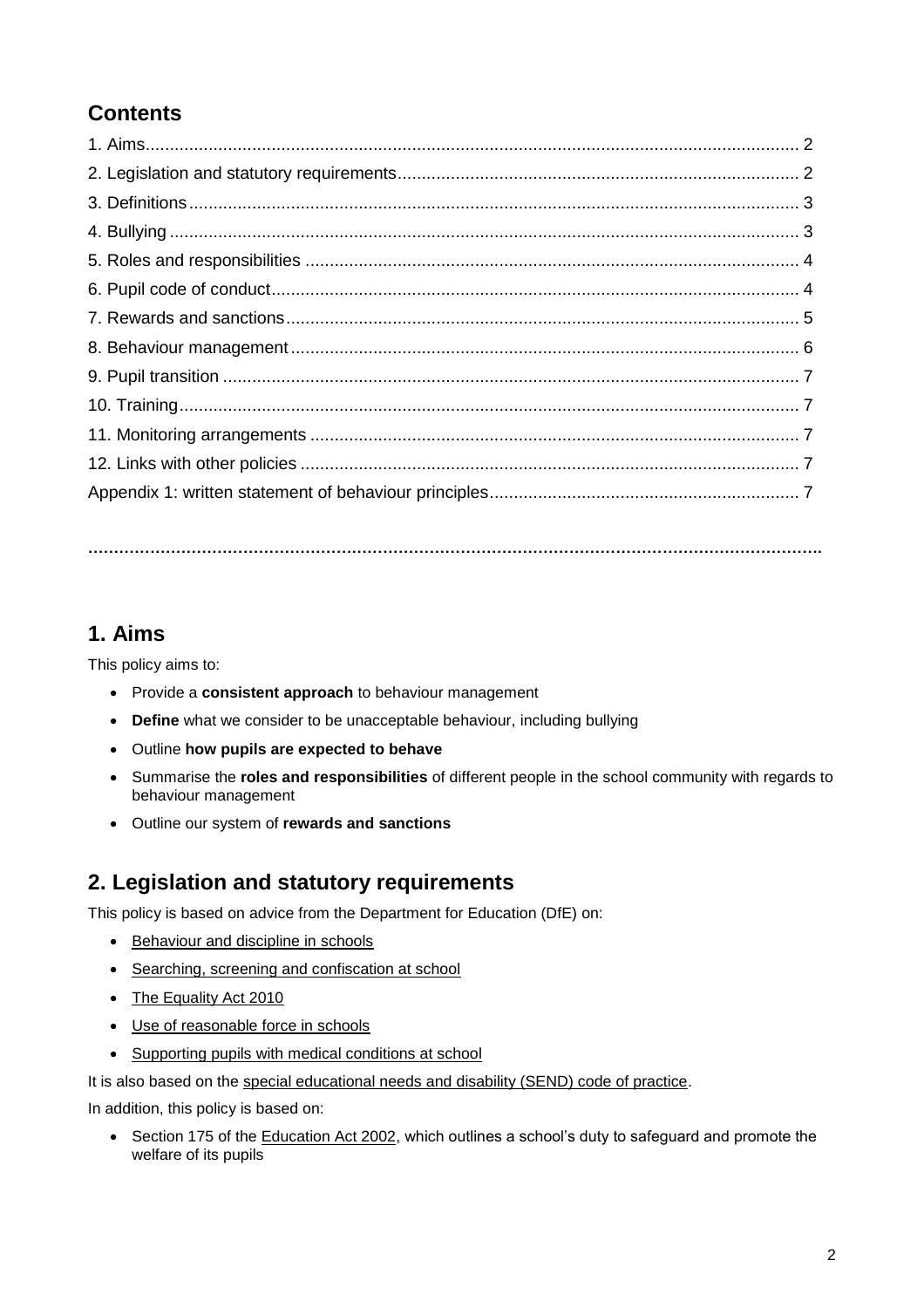## Contents

1. Aims ........................................................................................................................ 2
2. Legislation and statutory requirements .................................................................... 2
3. Definitions .............................................................................................................. 3
4. Bullying .................................................................................................................. 3
5. Roles and responsibilities ....................................................................................... 4
6. Pupil code of conduct ............................................................................................. 4
7. Rewards and sanctions ........................................................................................... 5
8. Behaviour management .......................................................................................... 6
9. Pupil transition ........................................................................................................ 7
10. Training ................................................................................................................ 7
11. Monitoring arrangements ...................................................................................... 7
12. Links with other policies ....................................................................................... 7

Appendix 1: written statement of behaviour principles ................................................ 7

---

## 1. Aims

This policy aims to:

- Provide a **consistent approach** to behaviour management
- **Define** what we consider to be unacceptable behaviour, including bullying
- Outline **how pupils are expected to behave**
- Summarise the **roles and responsibilities** of different people in the school community with regards to behaviour management
- Outline our system of **rewards and sanctions**

## 2. Legislation and statutory requirements

This policy is based on advice from the Department for Education (DfE) on:

- Behaviour and discipline in schools
- Searching, screening and confiscation at school
- The Equality Act 2010
- Use of reasonable force in schools
- Supporting pupils with medical conditions at school

It is also based on the special educational needs and disability (SEND) code of practice.

In addition, this policy is based on:

- Section 175 of the Education Act 2002, which outlines a school's duty to safeguard and promote the welfare of its pupils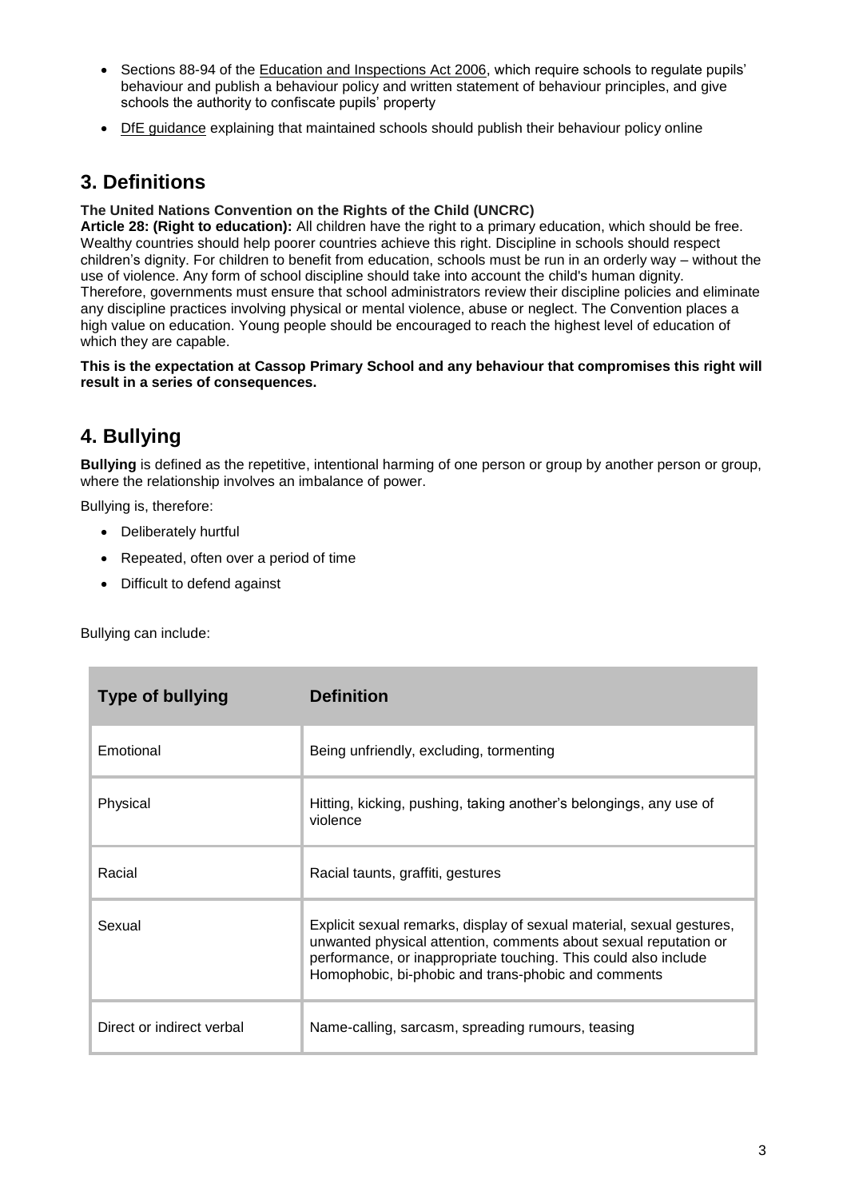- Sections 88-94 of the Education and Inspections Act 2006, which require schools to regulate pupils' behaviour and publish a behaviour policy and written statement of behaviour principles, and give schools the authority to confiscate pupils' property
- DfE guidance explaining that maintained schools should publish their behaviour policy online

## 3. Definitions

**The United Nations Convention on the Rights of the Child (UNCRC)**

**Article 28: (Right to education):** All children have the right to a primary education, which should be free. Wealthy countries should help poorer countries achieve this right. Discipline in schools should respect children's dignity. For children to benefit from education, schools must be run in an orderly way – without the use of violence. Any form of school discipline should take into account the child's human dignity. Therefore, governments must ensure that school administrators review their discipline policies and eliminate any discipline practices involving physical or mental violence, abuse or neglect. The Convention places a high value on education. Young people should be encouraged to reach the highest level of education of which they are capable.

**This is the expectation at Cassop Primary School and any behaviour that compromises this right will result in a series of consequences.**

## 4. Bullying

**Bullying** is defined as the repetitive, intentional harming of one person or group by another person or group, where the relationship involves an imbalance of power.

Bullying is, therefore:

- Deliberately hurtful
- Repeated, often over a period of time
- Difficult to defend against

Bullying can include:

| Type of bullying | Definition |
|---|---|
| Emotional | Being unfriendly, excluding, tormenting |
| Physical | Hitting, kicking, pushing, taking another's belongings, any use of violence |
| Racial | Racial taunts, graffiti, gestures |
| Sexual | Explicit sexual remarks, display of sexual material, sexual gestures, unwanted physical attention, comments about sexual reputation or performance, or inappropriate touching. This could also include Homophobic, bi-phobic and trans-phobic and comments |
| Direct or indirect verbal | Name-calling, sarcasm, spreading rumours, teasing |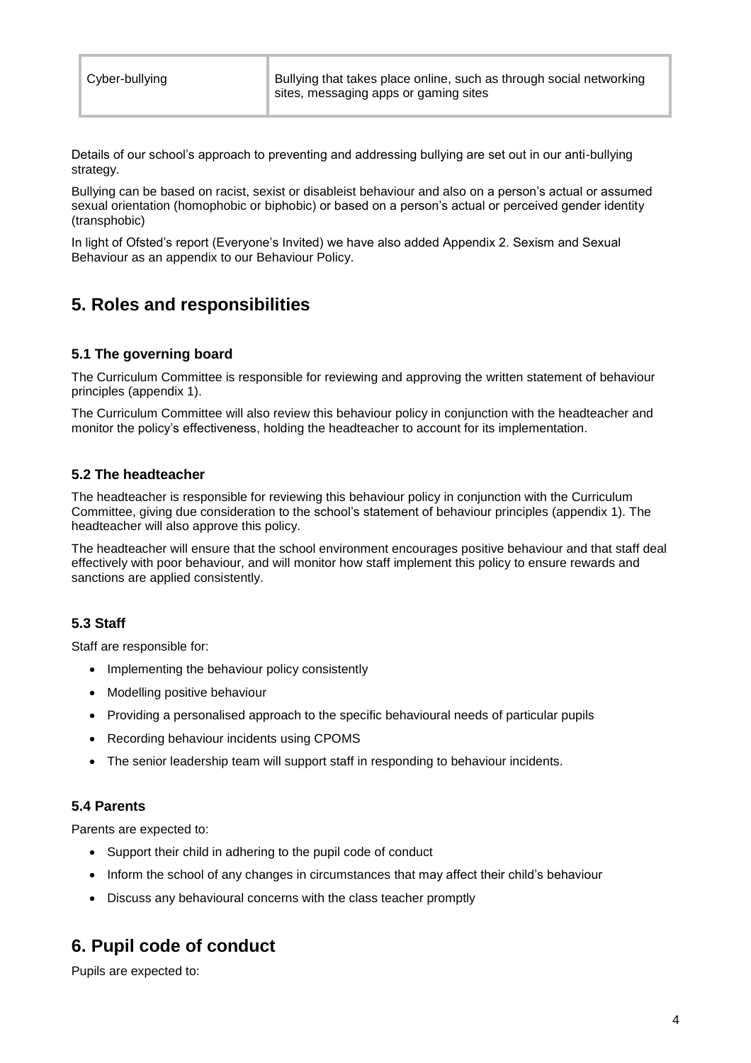| Cyber-bullying | Bullying that takes place online, such as through social networking sites, messaging apps or gaming sites |
|---|---|

Details of our school's approach to preventing and addressing bullying are set out in our anti-bullying strategy.

Bullying can be based on racist, sexist or disableist behaviour and also on a person's actual or assumed sexual orientation (homophobic or biphobic) or based on a person's actual or perceived gender identity (transphobic)

In light of Ofsted's report (Everyone's Invited) we have also added Appendix 2. Sexism and Sexual Behaviour as an appendix to our Behaviour Policy.

## 5. Roles and responsibilities

### 5.1 The governing board

The Curriculum Committee is responsible for reviewing and approving the written statement of behaviour principles (appendix 1).

The Curriculum Committee will also review this behaviour policy in conjunction with the headteacher and monitor the policy's effectiveness, holding the headteacher to account for its implementation.

### 5.2 The headteacher

The headteacher is responsible for reviewing this behaviour policy in conjunction with the Curriculum Committee, giving due consideration to the school's statement of behaviour principles (appendix 1). The headteacher will also approve this policy.

The headteacher will ensure that the school environment encourages positive behaviour and that staff deal effectively with poor behaviour, and will monitor how staff implement this policy to ensure rewards and sanctions are applied consistently.

### 5.3 Staff

Staff are responsible for:

- Implementing the behaviour policy consistently
- Modelling positive behaviour
- Providing a personalised approach to the specific behavioural needs of particular pupils
- Recording behaviour incidents using CPOMS
- The senior leadership team will support staff in responding to behaviour incidents.

### 5.4 Parents

Parents are expected to:

- Support their child in adhering to the pupil code of conduct
- Inform the school of any changes in circumstances that may affect their child's behaviour
- Discuss any behavioural concerns with the class teacher promptly

## 6. Pupil code of conduct

Pupils are expected to: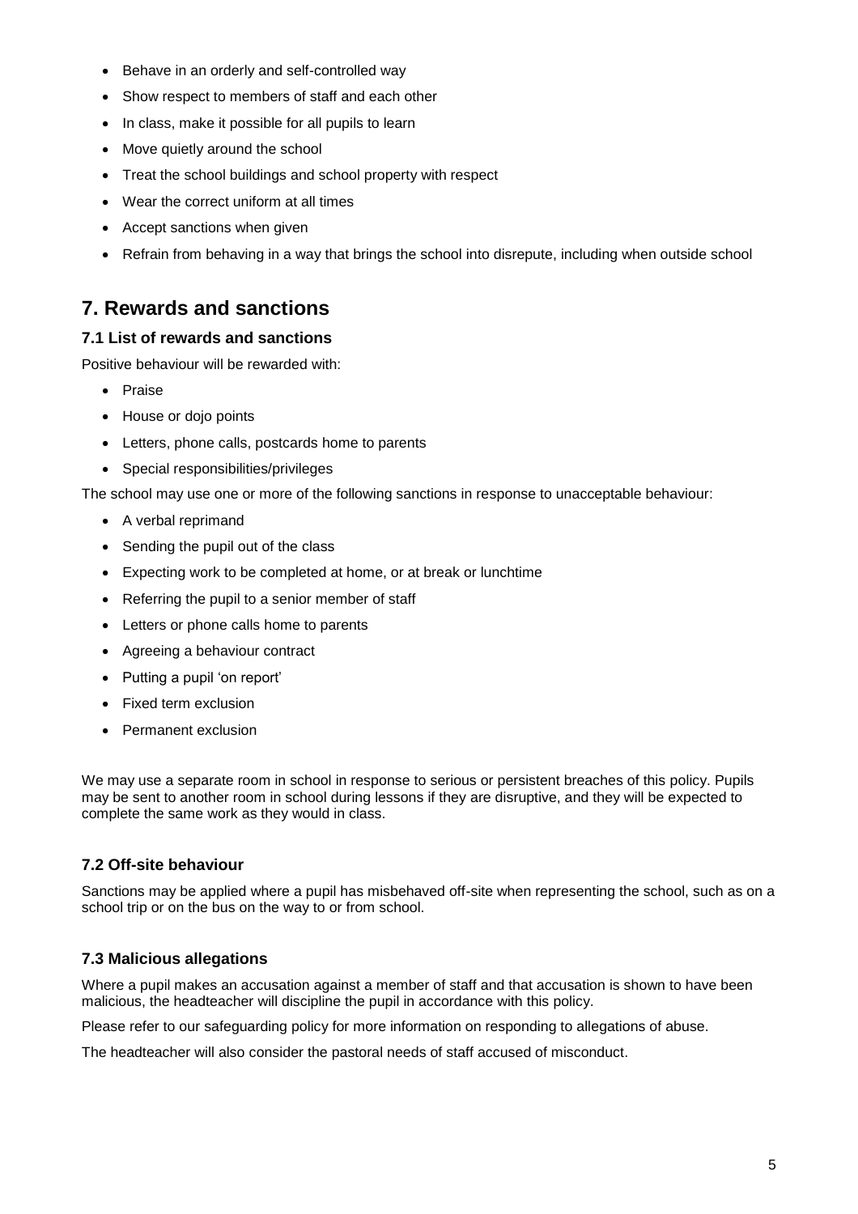- Behave in an orderly and self-controlled way
- Show respect to members of staff and each other
- In class, make it possible for all pupils to learn
- Move quietly around the school
- Treat the school buildings and school property with respect
- Wear the correct uniform at all times
- Accept sanctions when given
- Refrain from behaving in a way that brings the school into disrepute, including when outside school

## 7. Rewards and sanctions

### 7.1 List of rewards and sanctions

Positive behaviour will be rewarded with:

- Praise
- House or dojo points
- Letters, phone calls, postcards home to parents
- Special responsibilities/privileges

The school may use one or more of the following sanctions in response to unacceptable behaviour:

- A verbal reprimand
- Sending the pupil out of the class
- Expecting work to be completed at home, or at break or lunchtime
- Referring the pupil to a senior member of staff
- Letters or phone calls home to parents
- Agreeing a behaviour contract
- Putting a pupil 'on report'
- Fixed term exclusion
- Permanent exclusion

We may use a separate room in school in response to serious or persistent breaches of this policy. Pupils may be sent to another room in school during lessons if they are disruptive, and they will be expected to complete the same work as they would in class.

### 7.2 Off-site behaviour

Sanctions may be applied where a pupil has misbehaved off-site when representing the school, such as on a school trip or on the bus on the way to or from school.

### 7.3 Malicious allegations

Where a pupil makes an accusation against a member of staff and that accusation is shown to have been malicious, the headteacher will discipline the pupil in accordance with this policy.

Please refer to our safeguarding policy for more information on responding to allegations of abuse.

The headteacher will also consider the pastoral needs of staff accused of misconduct.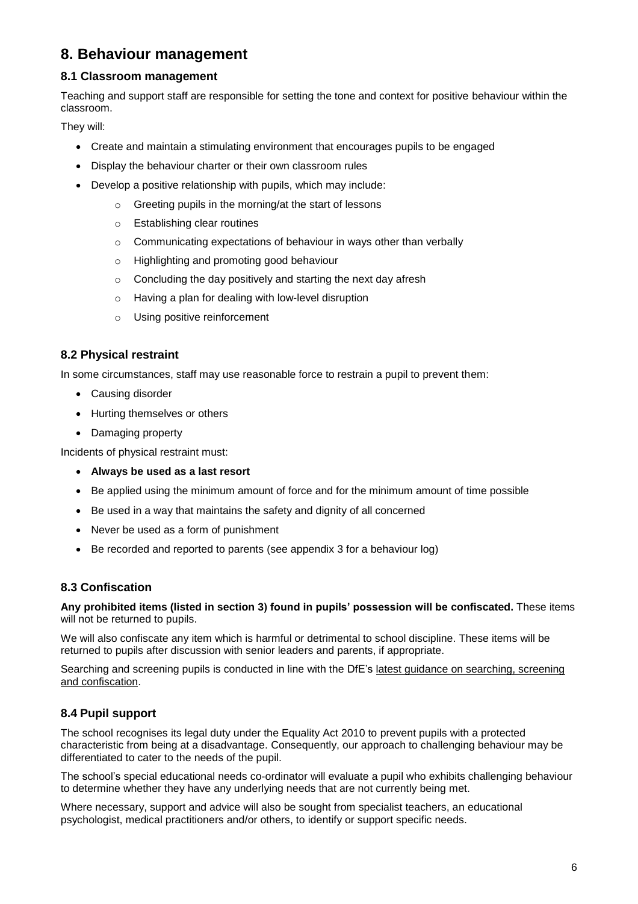# 8. Behaviour management

## 8.1 Classroom management

Teaching and support staff are responsible for setting the tone and context for positive behaviour within the classroom.

They will:

- Create and maintain a stimulating environment that encourages pupils to be engaged
- Display the behaviour charter or their own classroom rules
- Develop a positive relationship with pupils, which may include:
    - Greeting pupils in the morning/at the start of lessons
    - Establishing clear routines
    - Communicating expectations of behaviour in ways other than verbally
    - Highlighting and promoting good behaviour
    - Concluding the day positively and starting the next day afresh
    - Having a plan for dealing with low-level disruption
    - Using positive reinforcement

## 8.2 Physical restraint

In some circumstances, staff may use reasonable force to restrain a pupil to prevent them:

- Causing disorder
- Hurting themselves or others
- Damaging property

Incidents of physical restraint must:

- **Always be used as a last resort**
- Be applied using the minimum amount of force and for the minimum amount of time possible
- Be used in a way that maintains the safety and dignity of all concerned
- Never be used as a form of punishment
- Be recorded and reported to parents (see appendix 3 for a behaviour log)

## 8.3 Confiscation

**Any prohibited items (listed in section 3) found in pupils' possession will be confiscated.** These items will not be returned to pupils.

We will also confiscate any item which is harmful or detrimental to school discipline. These items will be returned to pupils after discussion with senior leaders and parents, if appropriate.

Searching and screening pupils is conducted in line with the DfE's latest guidance on searching, screening and confiscation.

## 8.4 Pupil support

The school recognises its legal duty under the Equality Act 2010 to prevent pupils with a protected characteristic from being at a disadvantage. Consequently, our approach to challenging behaviour may be differentiated to cater to the needs of the pupil.

The school's special educational needs co-ordinator will evaluate a pupil who exhibits challenging behaviour to determine whether they have any underlying needs that are not currently being met.

Where necessary, support and advice will also be sought from specialist teachers, an educational psychologist, medical practitioners and/or others, to identify or support specific needs.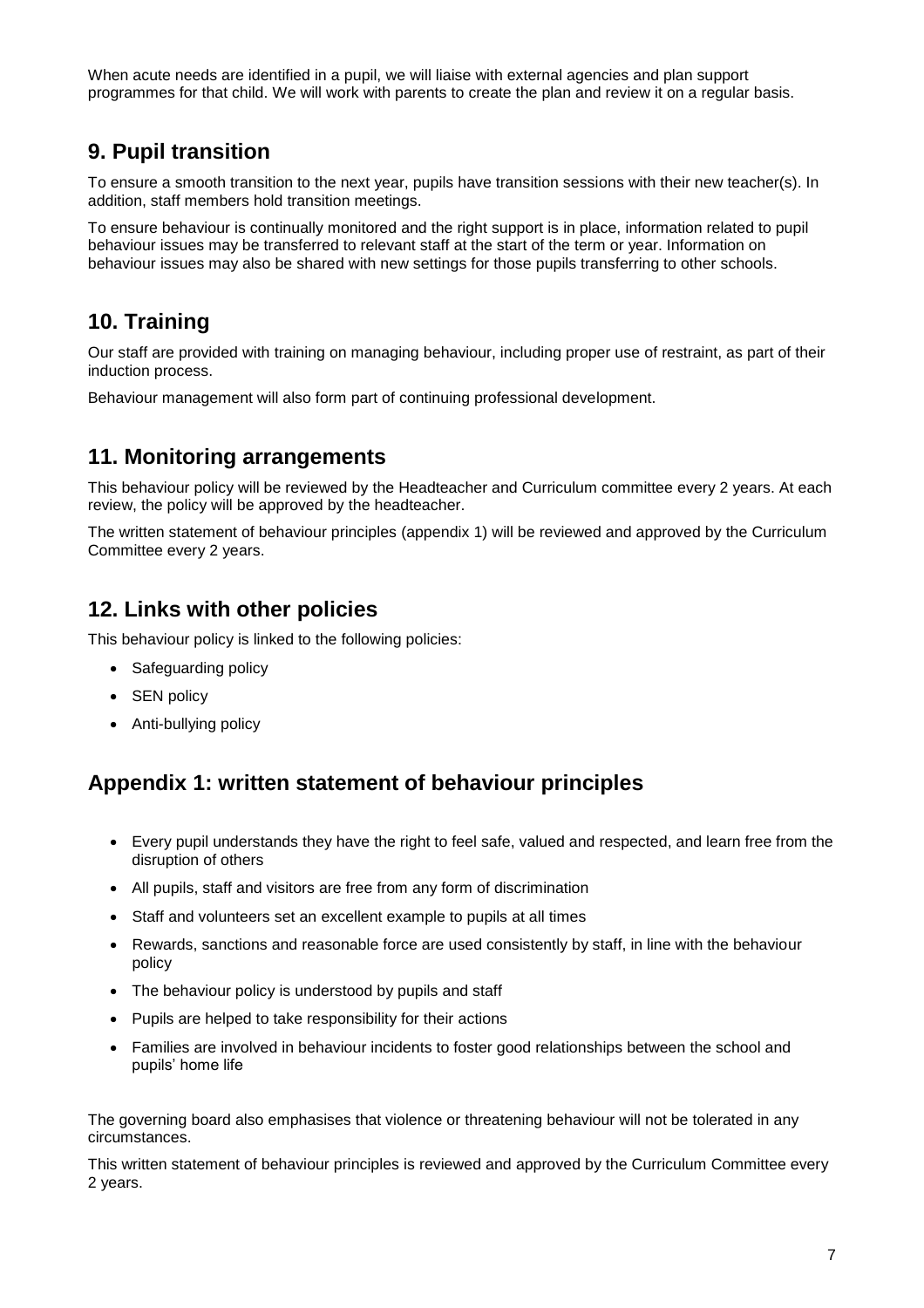When acute needs are identified in a pupil, we will liaise with external agencies and plan support programmes for that child. We will work with parents to create the plan and review it on a regular basis.

## 9. Pupil transition

To ensure a smooth transition to the next year, pupils have transition sessions with their new teacher(s). In addition, staff members hold transition meetings.

To ensure behaviour is continually monitored and the right support is in place, information related to pupil behaviour issues may be transferred to relevant staff at the start of the term or year. Information on behaviour issues may also be shared with new settings for those pupils transferring to other schools.

## 10. Training

Our staff are provided with training on managing behaviour, including proper use of restraint, as part of their induction process.

Behaviour management will also form part of continuing professional development.

## 11. Monitoring arrangements

This behaviour policy will be reviewed by the Headteacher and Curriculum committee every 2 years. At each review, the policy will be approved by the headteacher.

The written statement of behaviour principles (appendix 1) will be reviewed and approved by the Curriculum Committee every 2 years.

## 12. Links with other policies

This behaviour policy is linked to the following policies:

- Safeguarding policy
- SEN policy
- Anti-bullying policy

## Appendix 1: written statement of behaviour principles

- Every pupil understands they have the right to feel safe, valued and respected, and learn free from the disruption of others
- All pupils, staff and visitors are free from any form of discrimination
- Staff and volunteers set an excellent example to pupils at all times
- Rewards, sanctions and reasonable force are used consistently by staff, in line with the behaviour policy
- The behaviour policy is understood by pupils and staff
- Pupils are helped to take responsibility for their actions
- Families are involved in behaviour incidents to foster good relationships between the school and pupils' home life

The governing board also emphasises that violence or threatening behaviour will not be tolerated in any circumstances.

This written statement of behaviour principles is reviewed and approved by the Curriculum Committee every 2 years.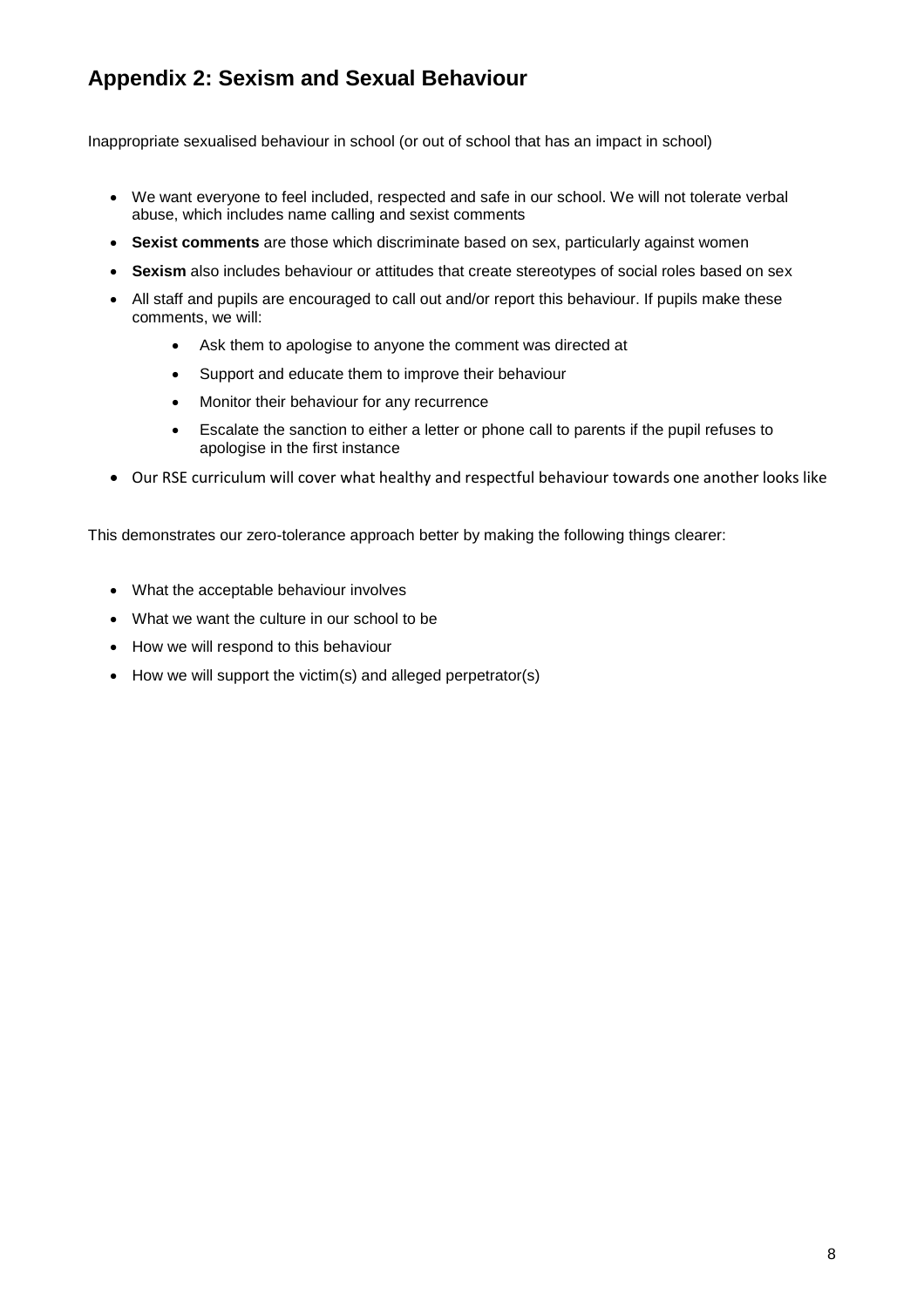## Appendix 2: Sexism and Sexual Behaviour

Inappropriate sexualised behaviour in school (or out of school that has an impact in school)

- We want everyone to feel included, respected and safe in our school. We will not tolerate verbal abuse, which includes name calling and sexist comments
- **Sexist comments** are those which discriminate based on sex, particularly against women
- **Sexism** also includes behaviour or attitudes that create stereotypes of social roles based on sex
- All staff and pupils are encouraged to call out and/or report this behaviour. If pupils make these comments, we will:
    - Ask them to apologise to anyone the comment was directed at
    - Support and educate them to improve their behaviour
    - Monitor their behaviour for any recurrence
    - Escalate the sanction to either a letter or phone call to parents if the pupil refuses to apologise in the first instance
- Our RSE curriculum will cover what healthy and respectful behaviour towards one another looks like

This demonstrates our zero-tolerance approach better by making the following things clearer:

- What the acceptable behaviour involves
- What we want the culture in our school to be
- How we will respond to this behaviour
- How we will support the victim(s) and alleged perpetrator(s)